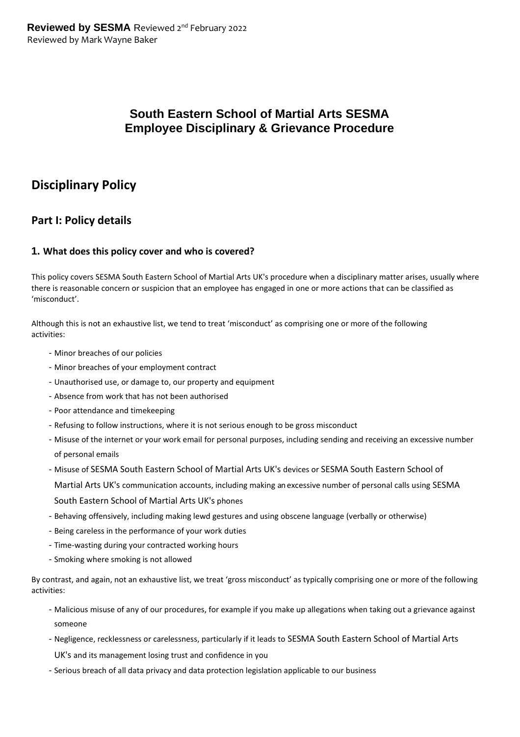**Reviewed by SESMA** Reviewed 2nd February 2022
Reviewed by Mark Wayne Baker

# South Eastern School of Martial Arts SESMA
# Employee Disciplinary & Grievance Procedure

## Disciplinary Policy

## Part I: Policy details

### 1. What does this policy cover and who is covered?

This policy covers SESMA South Eastern School of Martial Arts UK's procedure when a disciplinary matter arises, usually where there is reasonable concern or suspicion that an employee has engaged in one or more actions that can be classified as 'misconduct'.

Although this is not an exhaustive list, we tend to treat 'misconduct' as comprising one or more of the following activities:

- Minor breaches of our policies
- Minor breaches of your employment contract
- Unauthorised use, or damage to, our property and equipment
- Absence from work that has not been authorised
- Poor attendance and timekeeping
- Refusing to follow instructions, where it is not serious enough to be gross misconduct
- Misuse of the internet or your work email for personal purposes, including sending and receiving an excessive number of personal emails
- Misuse of SESMA South Eastern School of Martial Arts UK's devices or SESMA South Eastern School of Martial Arts UK's communication accounts, including making an excessive number of personal calls using SESMA South Eastern School of Martial Arts UK's phones
- Behaving offensively, including making lewd gestures and using obscene language (verbally or otherwise)
- Being careless in the performance of your work duties
- Time-wasting during your contracted working hours
- Smoking where smoking is not allowed

By contrast, and again, not an exhaustive list, we treat 'gross misconduct' as typically comprising one or more of the following activities:

- Malicious misuse of any of our procedures, for example if you make up allegations when taking out a grievance against someone
- Negligence, recklessness or carelessness, particularly if it leads to SESMA South Eastern School of Martial Arts UK's and its management losing trust and confidence in you
- Serious breach of all data privacy and data protection legislation applicable to our business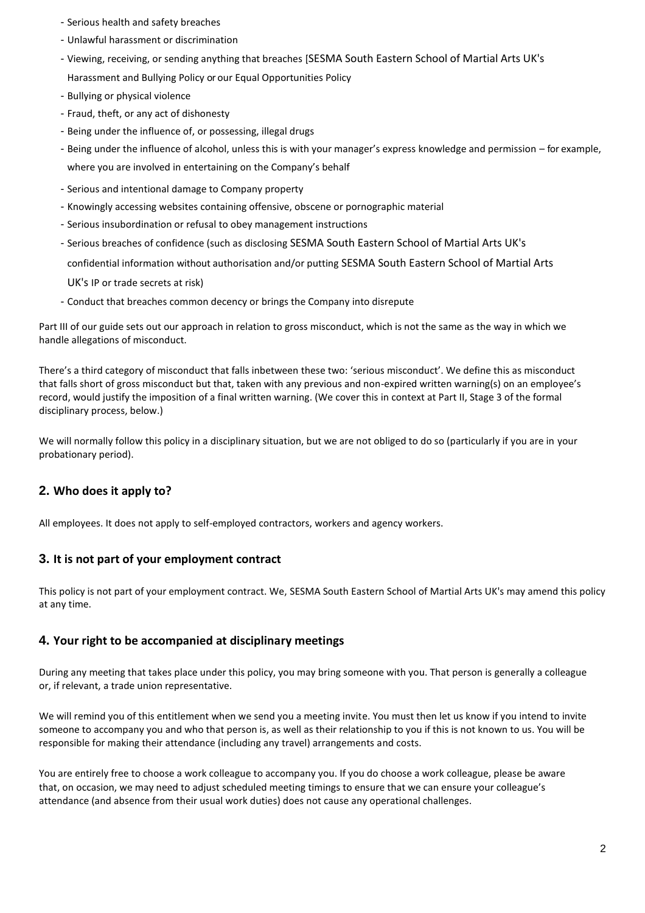- Serious health and safety breaches
- Unlawful harassment or discrimination
- Viewing, receiving, or sending anything that breaches [SESMA South Eastern School of Martial Arts UK's Harassment and Bullying Policy or our Equal Opportunities Policy
- Bullying or physical violence
- Fraud, theft, or any act of dishonesty
- Being under the influence of, or possessing, illegal drugs
- Being under the influence of alcohol, unless this is with your manager's express knowledge and permission – for example, where you are involved in entertaining on the Company's behalf
- Serious and intentional damage to Company property
- Knowingly accessing websites containing offensive, obscene or pornographic material
- Serious insubordination or refusal to obey management instructions
- Serious breaches of confidence (such as disclosing SESMA South Eastern School of Martial Arts UK's confidential information without authorisation and/or putting SESMA South Eastern School of Martial Arts UK's IP or trade secrets at risk)
- Conduct that breaches common decency or brings the Company into disrepute

Part III of our guide sets out our approach in relation to gross misconduct, which is not the same as the way in which we handle allegations of misconduct.

There's a third category of misconduct that falls inbetween these two: 'serious misconduct'. We define this as misconduct that falls short of gross misconduct but that, taken with any previous and non-expired written warning(s) on an employee's record, would justify the imposition of a final written warning. (We cover this in context at Part II, Stage 3 of the formal disciplinary process, below.)

We will normally follow this policy in a disciplinary situation, but we are not obliged to do so (particularly if you are in your probationary period).

## 2. Who does it apply to?

All employees. It does not apply to self-employed contractors, workers and agency workers.

## 3. It is not part of your employment contract

This policy is not part of your employment contract. We, SESMA South Eastern School of Martial Arts UK's may amend this policy at any time.

## 4. Your right to be accompanied at disciplinary meetings

During any meeting that takes place under this policy, you may bring someone with you. That person is generally a colleague or, if relevant, a trade union representative.

We will remind you of this entitlement when we send you a meeting invite. You must then let us know if you intend to invite someone to accompany you and who that person is, as well as their relationship to you if this is not known to us. You will be responsible for making their attendance (including any travel) arrangements and costs.

You are entirely free to choose a work colleague to accompany you. If you do choose a work colleague, please be aware that, on occasion, we may need to adjust scheduled meeting timings to ensure that we can ensure your colleague's attendance (and absence from their usual work duties) does not cause any operational challenges.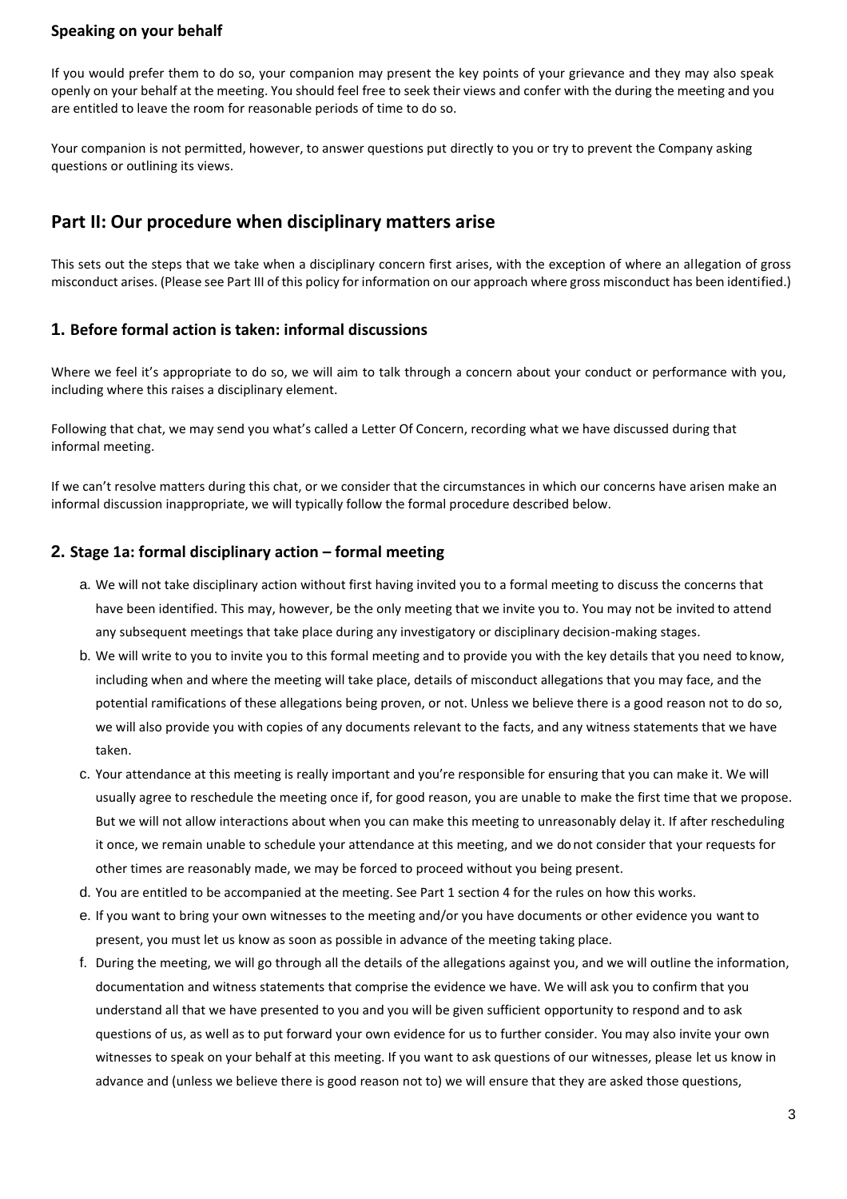### Speaking on your behalf

If you would prefer them to do so, your companion may present the key points of your grievance and they may also speak openly on your behalf at the meeting. You should feel free to seek their views and confer with the during the meeting and you are entitled to leave the room for reasonable periods of time to do so.

Your companion is not permitted, however, to answer questions put directly to you or try to prevent the Company asking questions or outlining its views.

## Part II: Our procedure when disciplinary matters arise

This sets out the steps that we take when a disciplinary concern first arises, with the exception of where an allegation of gross misconduct arises. (Please see Part III of this policy for information on our approach where gross misconduct has been identified.)

### 1. Before formal action is taken: informal discussions

Where we feel it's appropriate to do so, we will aim to talk through a concern about your conduct or performance with you, including where this raises a disciplinary element.

Following that chat, we may send you what's called a Letter Of Concern, recording what we have discussed during that informal meeting.

If we can't resolve matters during this chat, or we consider that the circumstances in which our concerns have arisen make an informal discussion inappropriate, we will typically follow the formal procedure described below.

### 2. Stage 1a: formal disciplinary action – formal meeting

a. We will not take disciplinary action without first having invited you to a formal meeting to discuss the concerns that have been identified. This may, however, be the only meeting that we invite you to. You may not be invited to attend any subsequent meetings that take place during any investigatory or disciplinary decision-making stages.

b. We will write to you to invite you to this formal meeting and to provide you with the key details that you need to know, including when and where the meeting will take place, details of misconduct allegations that you may face, and the potential ramifications of these allegations being proven, or not. Unless we believe there is a good reason not to do so, we will also provide you with copies of any documents relevant to the facts, and any witness statements that we have taken.

c. Your attendance at this meeting is really important and you're responsible for ensuring that you can make it. We will usually agree to reschedule the meeting once if, for good reason, you are unable to make the first time that we propose. But we will not allow interactions about when you can make this meeting to unreasonably delay it. If after rescheduling it once, we remain unable to schedule your attendance at this meeting, and we do not consider that your requests for other times are reasonably made, we may be forced to proceed without you being present.

d. You are entitled to be accompanied at the meeting. See Part 1 section 4 for the rules on how this works.

e. If you want to bring your own witnesses to the meeting and/or you have documents or other evidence you want to present, you must let us know as soon as possible in advance of the meeting taking place.

f. During the meeting, we will go through all the details of the allegations against you, and we will outline the information, documentation and witness statements that comprise the evidence we have. We will ask you to confirm that you understand all that we have presented to you and you will be given sufficient opportunity to respond and to ask questions of us, as well as to put forward your own evidence for us to further consider. You may also invite your own witnesses to speak on your behalf at this meeting. If you want to ask questions of our witnesses, please let us know in advance and (unless we believe there is good reason not to) we will ensure that they are asked those questions,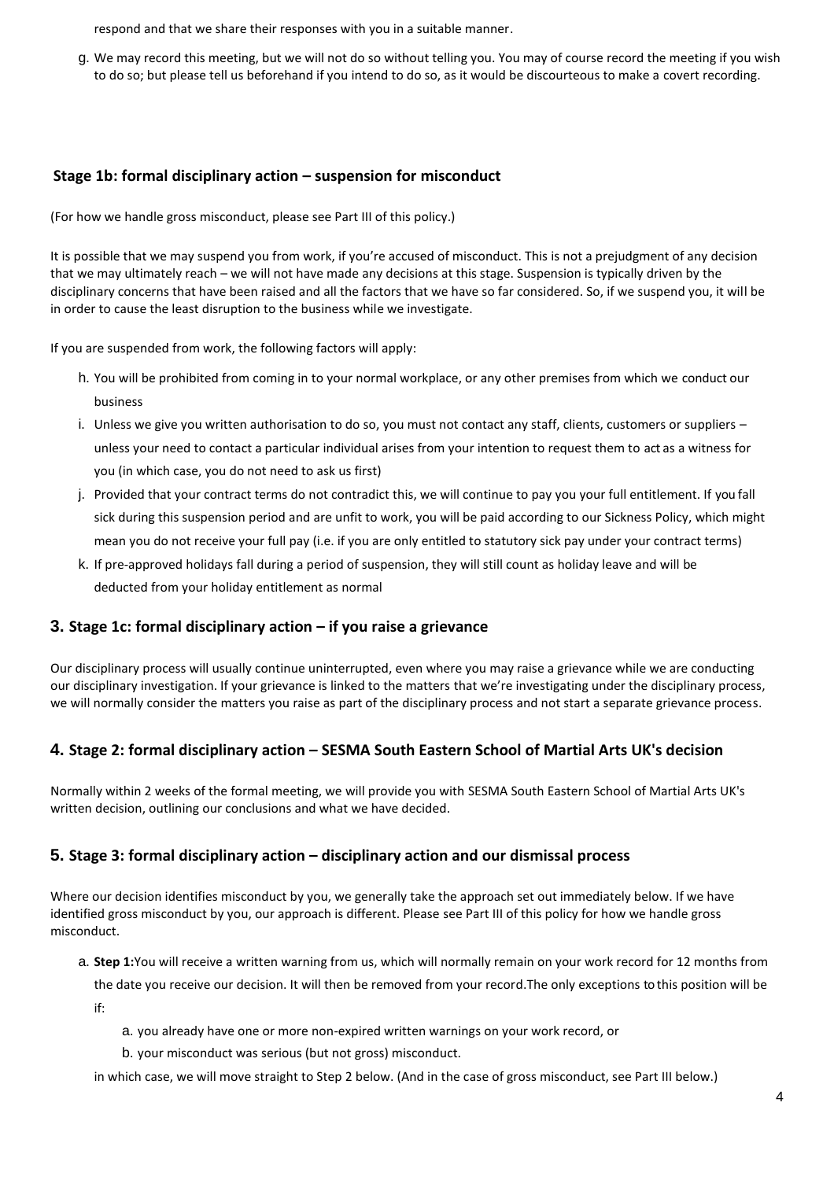respond and that we share their responses with you in a suitable manner.

g. We may record this meeting, but we will not do so without telling you. You may of course record the meeting if you wish to do so; but please tell us beforehand if you intend to do so, as it would be discourteous to make a covert recording.

### Stage 1b: formal disciplinary action – suspension for misconduct

(For how we handle gross misconduct, please see Part III of this policy.)

It is possible that we may suspend you from work, if you're accused of misconduct. This is not a prejudgment of any decision that we may ultimately reach – we will not have made any decisions at this stage. Suspension is typically driven by the disciplinary concerns that have been raised and all the factors that we have so far considered. So, if we suspend you, it will be in order to cause the least disruption to the business while we investigate.

If you are suspended from work, the following factors will apply:

h. You will be prohibited from coming in to your normal workplace, or any other premises from which we conduct our business

i. Unless we give you written authorisation to do so, you must not contact any staff, clients, customers or suppliers – unless your need to contact a particular individual arises from your intention to request them to act as a witness for you (in which case, you do not need to ask us first)

j. Provided that your contract terms do not contradict this, we will continue to pay you your full entitlement. If you fall sick during this suspension period and are unfit to work, you will be paid according to our Sickness Policy, which might mean you do not receive your full pay (i.e. if you are only entitled to statutory sick pay under your contract terms)

k. If pre-approved holidays fall during a period of suspension, they will still count as holiday leave and will be deducted from your holiday entitlement as normal

### 3. Stage 1c: formal disciplinary action – if you raise a grievance

Our disciplinary process will usually continue uninterrupted, even where you may raise a grievance while we are conducting our disciplinary investigation. If your grievance is linked to the matters that we're investigating under the disciplinary process, we will normally consider the matters you raise as part of the disciplinary process and not start a separate grievance process.

### 4. Stage 2: formal disciplinary action – SESMA South Eastern School of Martial Arts UK's decision

Normally within 2 weeks of the formal meeting, we will provide you with SESMA South Eastern School of Martial Arts UK's written decision, outlining our conclusions and what we have decided.

### 5. Stage 3: formal disciplinary action – disciplinary action and our dismissal process

Where our decision identifies misconduct by you, we generally take the approach set out immediately below. If we have identified gross misconduct by you, our approach is different. Please see Part III of this policy for how we handle gross misconduct.

a. **Step 1:** You will receive a written warning from us, which will normally remain on your work record for 12 months from the date you receive our decision. It will then be removed from your record. The only exceptions to this position will be if:

    a. you already have one or more non-expired written warnings on your work record, or

    b. your misconduct was serious (but not gross) misconduct.

   in which case, we will move straight to Step 2 below. (And in the case of gross misconduct, see Part III below.)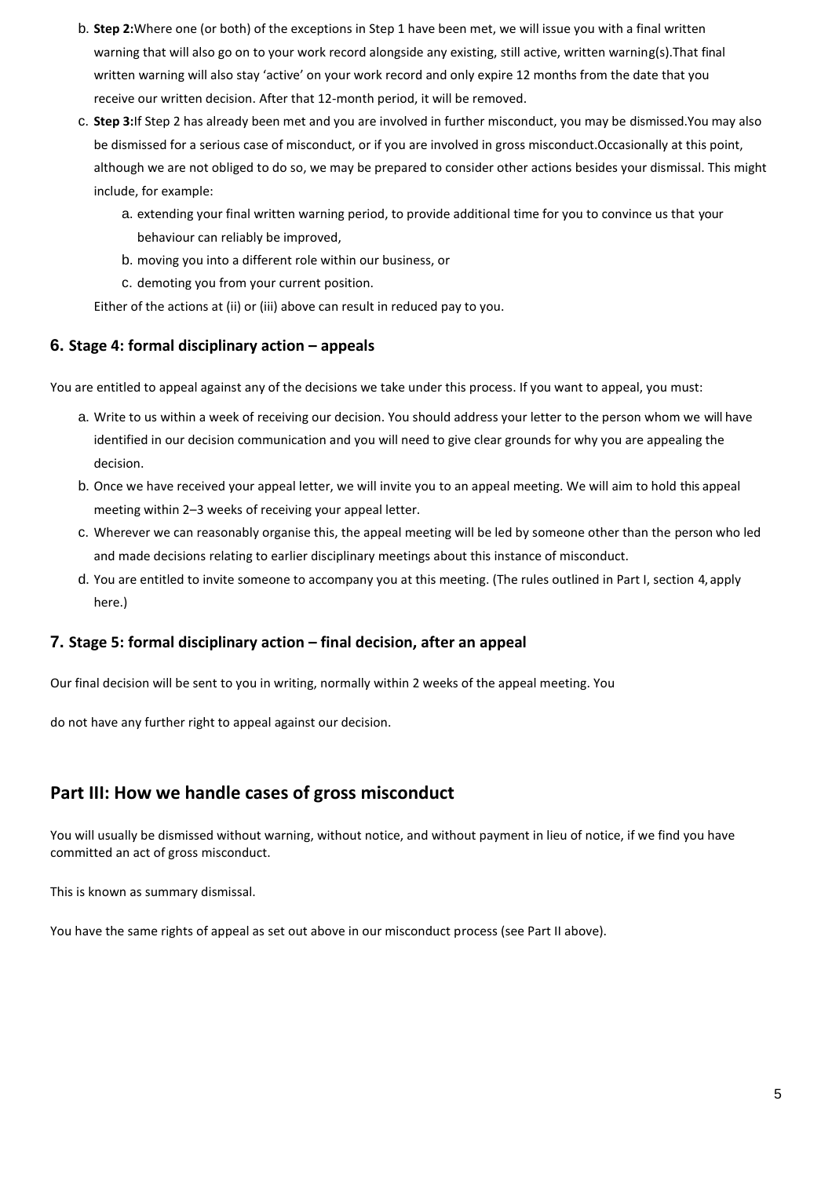b. **Step 2:**Where one (or both) of the exceptions in Step 1 have been met, we will issue you with a final written warning that will also go on to your work record alongside any existing, still active, written warning(s).That final written warning will also stay 'active' on your work record and only expire 12 months from the date that you receive our written decision. After that 12-month period, it will be removed.

c. **Step 3:**If Step 2 has already been met and you are involved in further misconduct, you may be dismissed.You may also be dismissed for a serious case of misconduct, or if you are involved in gross misconduct.Occasionally at this point, although we are not obliged to do so, we may be prepared to consider other actions besides your dismissal. This might include, for example:

   a. extending your final written warning period, to provide additional time for you to convince us that your behaviour can reliably be improved,
   b. moving you into a different role within our business, or
   c. demoting you from your current position.

   Either of the actions at (ii) or (iii) above can result in reduced pay to you.

## 6. Stage 4: formal disciplinary action – appeals

You are entitled to appeal against any of the decisions we take under this process. If you want to appeal, you must:

a. Write to us within a week of receiving our decision. You should address your letter to the person whom we will have identified in our decision communication and you will need to give clear grounds for why you are appealing the decision.
b. Once we have received your appeal letter, we will invite you to an appeal meeting. We will aim to hold this appeal meeting within 2–3 weeks of receiving your appeal letter.
c. Wherever we can reasonably organise this, the appeal meeting will be led by someone other than the person who led and made decisions relating to earlier disciplinary meetings about this instance of misconduct.
d. You are entitled to invite someone to accompany you at this meeting. (The rules outlined in Part I, section 4, apply here.)

## 7. Stage 5: formal disciplinary action – final decision, after an appeal

Our final decision will be sent to you in writing, normally within 2 weeks of the appeal meeting. You

do not have any further right to appeal against our decision.

# Part III: How we handle cases of gross misconduct

You will usually be dismissed without warning, without notice, and without payment in lieu of notice, if we find you have committed an act of gross misconduct.

This is known as summary dismissal.

You have the same rights of appeal as set out above in our misconduct process (see Part II above).